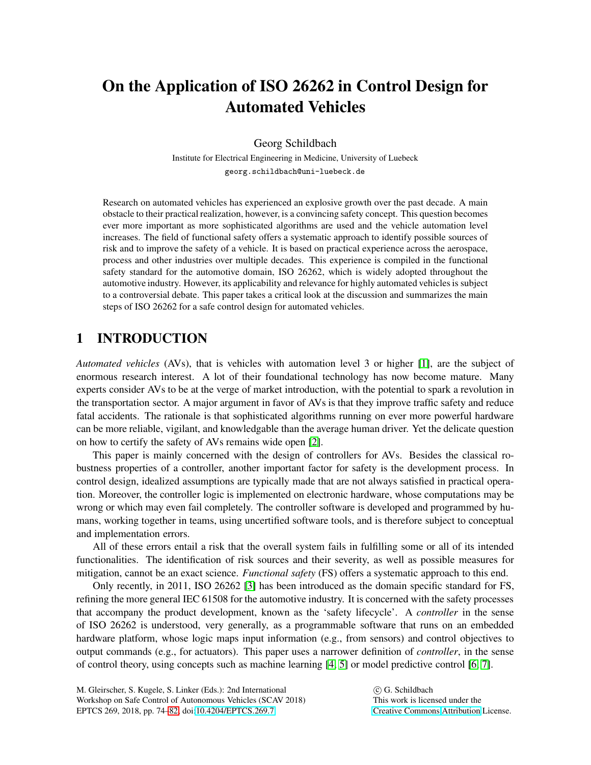# On the Application of ISO 26262 in Control Design for Automated Vehicles

Georg Schildbach

Institute for Electrical Engineering in Medicine, University of Luebeck

georg.schildbach@uni-luebeck.de

Research on automated vehicles has experienced an explosive growth over the past decade. A main obstacle to their practical realization, however, is a convincing safety concept. This question becomes ever more important as more sophisticated algorithms are used and the vehicle automation level increases. The field of functional safety offers a systematic approach to identify possible sources of risk and to improve the safety of a vehicle. It is based on practical experience across the aerospace, process and other industries over multiple decades. This experience is compiled in the functional safety standard for the automotive domain, ISO 26262, which is widely adopted throughout the automotive industry. However, its applicability and relevance for highly automated vehicles is subject to a controversial debate. This paper takes a critical look at the discussion and summarizes the main steps of ISO 26262 for a safe control design for automated vehicles.

## 1 INTRODUCTION

*Automated vehicles* (AVs), that is vehicles with automation level 3 or higher [1], are the subject of enormous research interest. A lot of their foundational technology has now become mature. Many experts consider AVs to be at the verge of market introduction, with the potential to spark a revolution in the transportation sector. A major argument in favor of AVs is that they improve traffic safety and reduce fatal accidents. The rationale is that sophisticated algorithms running on ever more powerful hardware can be more reliable, vigilant, and knowledgable than the average human driver. Yet the delicate question on how to certify the safety of AVs remains wide open [2].

This paper is mainly concerned with the design of controllers for AVs. Besides the classical robustness properties of a controller, another important factor for safety is the development process. In control design, idealized assumptions are typically made that are not always satisfied in practical operation. Moreover, the controller logic is implemented on electronic hardware, whose computations may be wrong or which may even fail completely. The controller software is developed and programmed by humans, working together in teams, using uncertified software tools, and is therefore subject to conceptual and implementation errors.

All of these errors entail a risk that the overall system fails in fulfilling some or all of its intended functionalities. The identification of risk sources and their severity, as well as possible measures for mitigation, cannot be an exact science. *Functional safety* (FS) offers a systematic approach to this end.

Only recently, in 2011, ISO 26262 [3] has been introduced as the domain specific standard for FS, refining the more general IEC 61508 for the automotive industry. It is concerned with the safety processes that accompany the product development, known as the 'safety lifecycle'. A *controller* in the sense of ISO 26262 is understood, very generally, as a programmable software that runs on an embedded hardware platform, whose logic maps input information (e.g., from sensors) and control objectives to output commands (e.g., for actuators). This paper uses a narrower definition of *controller*, in the sense of control theory, using concepts such as machine learning [4, 5] or model predictive control [6, 7].

M. Gleirscher, S. Kugele, S. Linker (Eds.): 2nd International Workshop on Safe Control of Autonomous Vehicles (SCAV 2018) EPTCS 269, 2018, pp. 74–82, doi:10.4204/EPTCS.269.7

© G. Schildbach
This work is licensed under the Creative Commons Attribution License.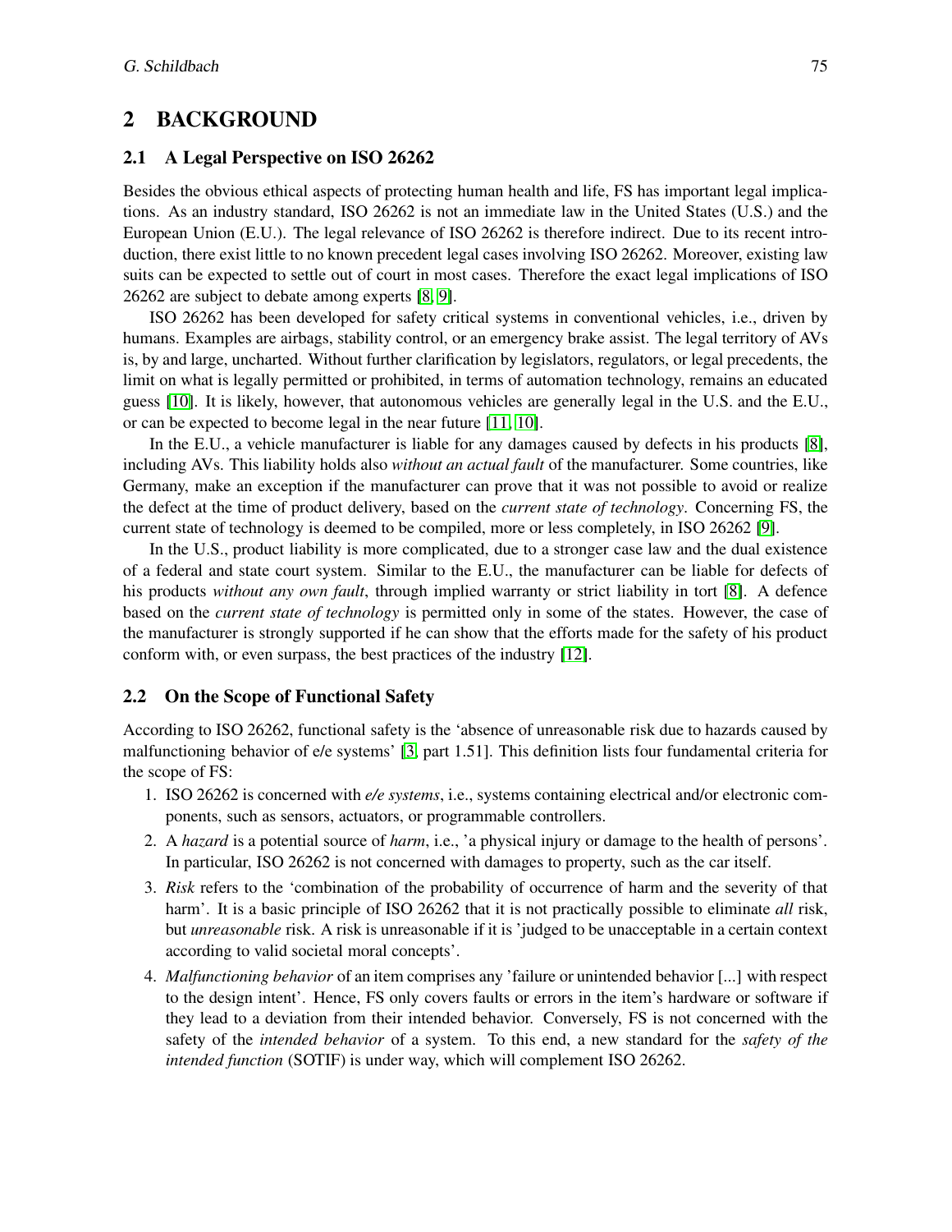# 2 BACKGROUND

## 2.1 A Legal Perspective on ISO 26262

Besides the obvious ethical aspects of protecting human health and life, FS has important legal implications. As an industry standard, ISO 26262 is not an immediate law in the United States (U.S.) and the European Union (E.U.). The legal relevance of ISO 26262 is therefore indirect. Due to its recent introduction, there exist little to no known precedent legal cases involving ISO 26262. Moreover, existing law suits can be expected to settle out of court in most cases. Therefore the exact legal implications of ISO 26262 are subject to debate among experts [8, 9].

ISO 26262 has been developed for safety critical systems in conventional vehicles, i.e., driven by humans. Examples are airbags, stability control, or an emergency brake assist. The legal territory of AVs is, by and large, uncharted. Without further clarification by legislators, regulators, or legal precedents, the limit on what is legally permitted or prohibited, in terms of automation technology, remains an educated guess [10]. It is likely, however, that autonomous vehicles are generally legal in the U.S. and the E.U., or can be expected to become legal in the near future [11, 10].

In the E.U., a vehicle manufacturer is liable for any damages caused by defects in his products [8], including AVs. This liability holds also *without an actual fault* of the manufacturer. Some countries, like Germany, make an exception if the manufacturer can prove that it was not possible to avoid or realize the defect at the time of product delivery, based on the *current state of technology*. Concerning FS, the current state of technology is deemed to be compiled, more or less completely, in ISO 26262 [9].

In the U.S., product liability is more complicated, due to a stronger case law and the dual existence of a federal and state court system. Similar to the E.U., the manufacturer can be liable for defects of his products *without any own fault*, through implied warranty or strict liability in tort [8]. A defence based on the *current state of technology* is permitted only in some of the states. However, the case of the manufacturer is strongly supported if he can show that the efforts made for the safety of his product conform with, or even surpass, the best practices of the industry [12].

## 2.2 On the Scope of Functional Safety

According to ISO 26262, functional safety is the 'absence of unreasonable risk due to hazards caused by malfunctioning behavior of e/e systems' [3, part 1.51]. This definition lists four fundamental criteria for the scope of FS:

1. ISO 26262 is concerned with *e/e systems*, i.e., systems containing electrical and/or electronic components, such as sensors, actuators, or programmable controllers.
2. A *hazard* is a potential source of *harm*, i.e., 'a physical injury or damage to the health of persons'. In particular, ISO 26262 is not concerned with damages to property, such as the car itself.
3. *Risk* refers to the 'combination of the probability of occurrence of harm and the severity of that harm'. It is a basic principle of ISO 26262 that it is not practically possible to eliminate *all* risk, but *unreasonable* risk. A risk is unreasonable if it is 'judged to be unacceptable in a certain context according to valid societal moral concepts'.
4. *Malfunctioning behavior* of an item comprises any 'failure or unintended behavior [...] with respect to the design intent'. Hence, FS only covers faults or errors in the item's hardware or software if they lead to a deviation from their intended behavior. Conversely, FS is not concerned with the safety of the *intended behavior* of a system. To this end, a new standard for the *safety of the intended function* (SOTIF) is under way, which will complement ISO 26262.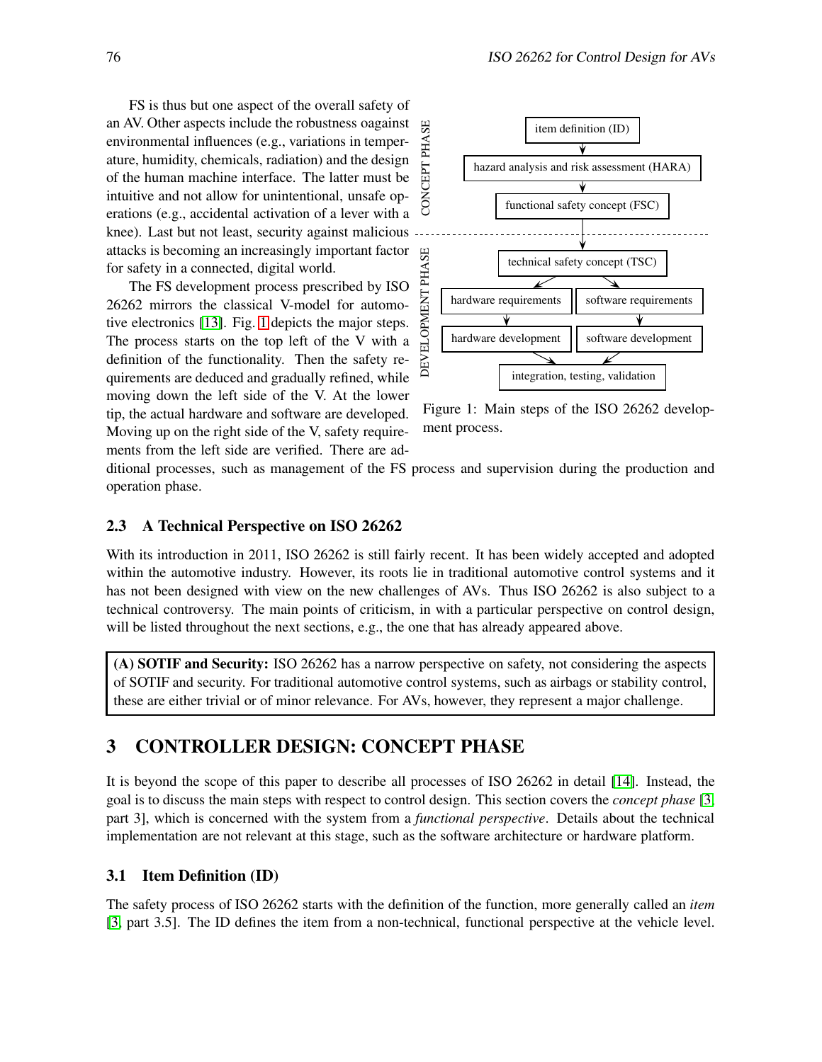FS is thus but one aspect of the overall safety of an AV. Other aspects include the robustness oagainst environmental influences (e.g., variations in temperature, humidity, chemicals, radiation) and the design of the human machine interface. The latter must be intuitive and not allow for unintentional, unsafe operations (e.g., accidental activation of a lever with a knee). Last but not least, security against malicious attacks is becoming an increasingly important factor for safety in a connected, digital world.

The FS development process prescribed by ISO 26262 mirrors the classical V-model for automotive electronics [13]. Fig. 1 depicts the major steps. The process starts on the top left of the V with a definition of the functionality. Then the safety requirements are deduced and gradually refined, while moving down the left side of the V. At the lower tip, the actual hardware and software are developed. Moving up on the right side of the V, safety requirements from the left side are verified. There are additional processes, such as management of the FS process and supervision during the production and operation phase.

CONCEPT PHASE: item definition (ID) → hazard analysis and risk assessment (HARA) → functional safety concept (FSC)

DEVELOPMENT PHASE: technical safety concept (TSC) → hardware requirements / software requirements → hardware development / software development → integration, testing, validation

Figure 1: Main steps of the ISO 26262 development process.

### 2.3 A Technical Perspective on ISO 26262

With its introduction in 2011, ISO 26262 is still fairly recent. It has been widely accepted and adopted within the automotive industry. However, its roots lie in traditional automotive control systems and it has not been designed with view on the new challenges of AVs. Thus ISO 26262 is also subject to a technical controversy. The main points of criticism, in with a particular perspective on control design, will be listed throughout the next sections, e.g., the one that has already appeared above.

> **(A) SOTIF and Security:** ISO 26262 has a narrow perspective on safety, not considering the aspects of SOTIF and security. For traditional automotive control systems, such as airbags or stability control, these are either trivial or of minor relevance. For AVs, however, they represent a major challenge.

## 3 CONTROLLER DESIGN: CONCEPT PHASE

It is beyond the scope of this paper to describe all processes of ISO 26262 in detail [14]. Instead, the goal is to discuss the main steps with respect to control design. This section covers the *concept phase* [3, part 3], which is concerned with the system from a *functional perspective*. Details about the technical implementation are not relevant at this stage, such as the software architecture or hardware platform.

### 3.1 Item Definition (ID)

The safety process of ISO 26262 starts with the definition of the function, more generally called an *item* [3, part 3.5]. The ID defines the item from a non-technical, functional perspective at the vehicle level.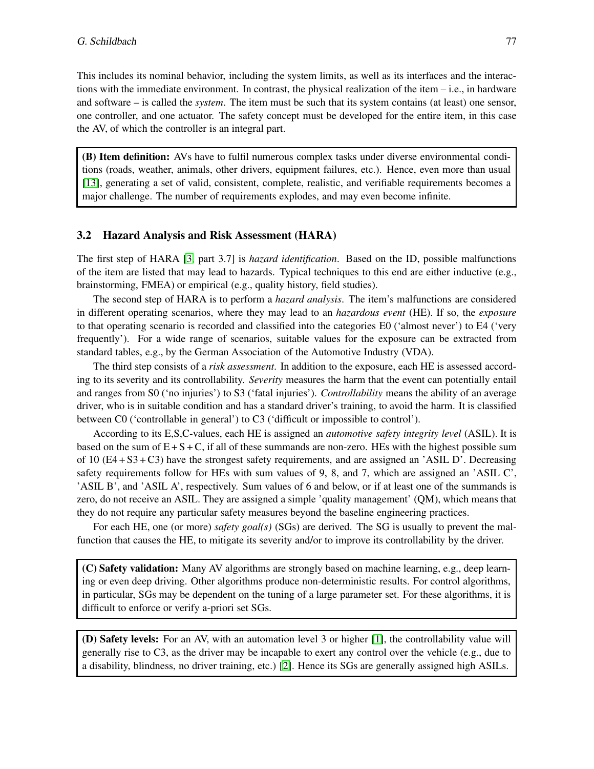This includes its nominal behavior, including the system limits, as well as its interfaces and the interactions with the immediate environment. In contrast, the physical realization of the item – i.e., in hardware and software – is called the *system*. The item must be such that its system contains (at least) one sensor, one controller, and one actuator. The safety concept must be developed for the entire item, in this case the AV, of which the controller is an integral part.

> **(B) Item definition:** AVs have to fulfil numerous complex tasks under diverse environmental conditions (roads, weather, animals, other drivers, equipment failures, etc.). Hence, even more than usual [13], generating a set of valid, consistent, complete, realistic, and verifiable requirements becomes a major challenge. The number of requirements explodes, and may even become infinite.

### 3.2 Hazard Analysis and Risk Assessment (HARA)

The first step of HARA [3, part 3.7] is *hazard identification*. Based on the ID, possible malfunctions of the item are listed that may lead to hazards. Typical techniques to this end are either inductive (e.g., brainstorming, FMEA) or empirical (e.g., quality history, field studies).

The second step of HARA is to perform a *hazard analysis*. The item's malfunctions are considered in different operating scenarios, where they may lead to an *hazardous event* (HE). If so, the *exposure* to that operating scenario is recorded and classified into the categories E0 ('almost never') to E4 ('very frequently'). For a wide range of scenarios, suitable values for the exposure can be extracted from standard tables, e.g., by the German Association of the Automotive Industry (VDA).

The third step consists of a *risk assessment*. In addition to the exposure, each HE is assessed according to its severity and its controllability. *Severity* measures the harm that the event can potentially entail and ranges from S0 ('no injuries') to S3 ('fatal injuries'). *Controllability* means the ability of an average driver, who is in suitable condition and has a standard driver's training, to avoid the harm. It is classified between C0 ('controllable in general') to C3 ('difficult or impossible to control').

According to its E,S,C-values, each HE is assigned an *automotive safety integrity level* (ASIL). It is based on the sum of $E + S + C$, if all of these summands are non-zero. HEs with the highest possible sum of 10 ($E4 + S3 + C3$) have the strongest safety requirements, and are assigned an 'ASIL D'. Decreasing safety requirements follow for HEs with sum values of 9, 8, and 7, which are assigned an 'ASIL C', 'ASIL B', and 'ASIL A', respectively. Sum values of 6 and below, or if at least one of the summands is zero, do not receive an ASIL. They are assigned a simple 'quality management' (QM), which means that they do not require any particular safety measures beyond the baseline engineering practices.

For each HE, one (or more) *safety goal(s)* (SGs) are derived. The SG is usually to prevent the malfunction that causes the HE, to mitigate its severity and/or to improve its controllability by the driver.

> **(C) Safety validation:** Many AV algorithms are strongly based on machine learning, e.g., deep learning or even deep driving. Other algorithms produce non-deterministic results. For control algorithms, in particular, SGs may be dependent on the tuning of a large parameter set. For these algorithms, it is difficult to enforce or verify a-priori set SGs.

> **(D) Safety levels:** For an AV, with an automation level 3 or higher [1], the controllability value will generally rise to C3, as the driver may be incapable to exert any control over the vehicle (e.g., due to a disability, blindness, no driver training, etc.) [2]. Hence its SGs are generally assigned high ASILs.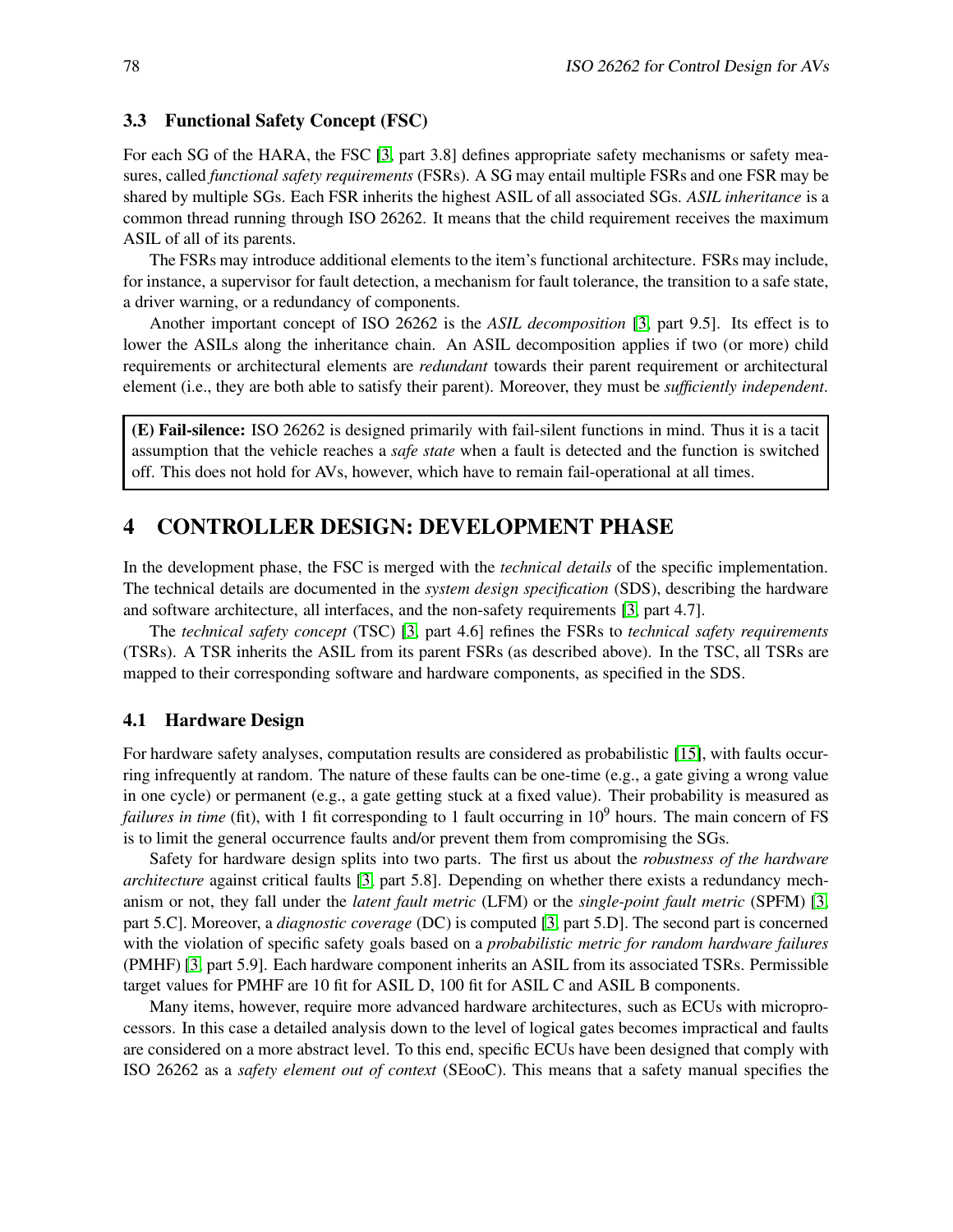### 3.3 Functional Safety Concept (FSC)

For each SG of the HARA, the FSC [3, part 3.8] defines appropriate safety mechanisms or safety measures, called *functional safety requirements* (FSRs). A SG may entail multiple FSRs and one FSR may be shared by multiple SGs. Each FSR inherits the highest ASIL of all associated SGs. *ASIL inheritance* is a common thread running through ISO 26262. It means that the child requirement receives the maximum ASIL of all of its parents.

The FSRs may introduce additional elements to the item's functional architecture. FSRs may include, for instance, a supervisor for fault detection, a mechanism for fault tolerance, the transition to a safe state, a driver warning, or a redundancy of components.

Another important concept of ISO 26262 is the *ASIL decomposition* [3, part 9.5]. Its effect is to lower the ASILs along the inheritance chain. An ASIL decomposition applies if two (or more) child requirements or architectural elements are *redundant* towards their parent requirement or architectural element (i.e., they are both able to satisfy their parent). Moreover, they must be *sufficiently independent*.

> **(E) Fail-silence:** ISO 26262 is designed primarily with fail-silent functions in mind. Thus it is a tacit assumption that the vehicle reaches a *safe state* when a fault is detected and the function is switched off. This does not hold for AVs, however, which have to remain fail-operational at all times.

## 4 CONTROLLER DESIGN: DEVELOPMENT PHASE

In the development phase, the FSC is merged with the *technical details* of the specific implementation. The technical details are documented in the *system design specification* (SDS), describing the hardware and software architecture, all interfaces, and the non-safety requirements [3, part 4.7].

The *technical safety concept* (TSC) [3, part 4.6] refines the FSRs to *technical safety requirements* (TSRs). A TSR inherits the ASIL from its parent FSRs (as described above). In the TSC, all TSRs are mapped to their corresponding software and hardware components, as specified in the SDS.

### 4.1 Hardware Design

For hardware safety analyses, computation results are considered as probabilistic [15], with faults occurring infrequently at random. The nature of these faults can be one-time (e.g., a gate giving a wrong value in one cycle) or permanent (e.g., a gate getting stuck at a fixed value). Their probability is measured as *failures in time* (fit), with 1 fit corresponding to 1 fault occurring in $10^9$ hours. The main concern of FS is to limit the general occurrence faults and/or prevent them from compromising the SGs.

Safety for hardware design splits into two parts. The first us about the *robustness of the hardware architecture* against critical faults [3, part 5.8]. Depending on whether there exists a redundancy mechanism or not, they fall under the *latent fault metric* (LFM) or the *single-point fault metric* (SPFM) [3, part 5.C]. Moreover, a *diagnostic coverage* (DC) is computed [3, part 5.D]. The second part is concerned with the violation of specific safety goals based on a *probabilistic metric for random hardware failures* (PMHF) [3, part 5.9]. Each hardware component inherits an ASIL from its associated TSRs. Permissible target values for PMHF are 10 fit for ASIL D, 100 fit for ASIL C and ASIL B components.

Many items, however, require more advanced hardware architectures, such as ECUs with microprocessors. In this case a detailed analysis down to the level of logical gates becomes impractical and faults are considered on a more abstract level. To this end, specific ECUs have been designed that comply with ISO 26262 as a *safety element out of context* (SEooC). This means that a safety manual specifies the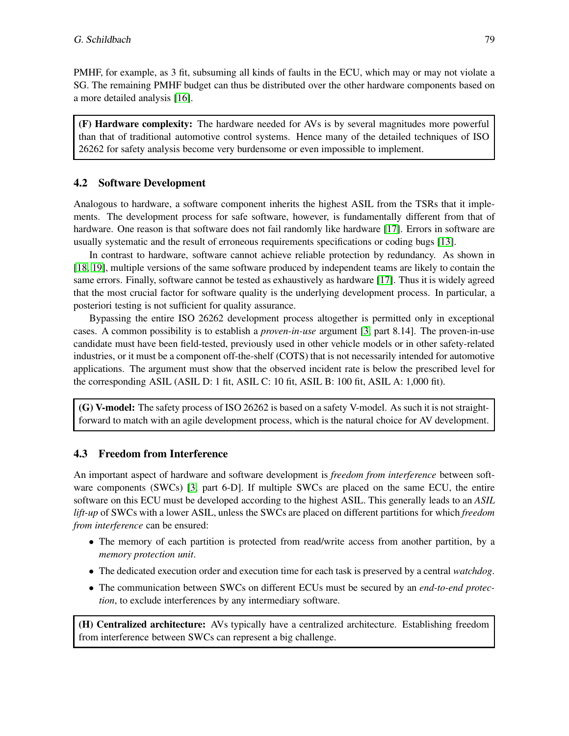PMHF, for example, as 3 fit, subsuming all kinds of faults in the ECU, which may or may not violate a SG. The remaining PMHF budget can thus be distributed over the other hardware components based on a more detailed analysis [16].

> **(F) Hardware complexity:** The hardware needed for AVs is by several magnitudes more powerful than that of traditional automotive control systems. Hence many of the detailed techniques of ISO 26262 for safety analysis become very burdensome or even impossible to implement.

### 4.2 Software Development

Analogous to hardware, a software component inherits the highest ASIL from the TSRs that it implements. The development process for safe software, however, is fundamentally different from that of hardware. One reason is that software does not fail randomly like hardware [17]. Errors in software are usually systematic and the result of erroneous requirements specifications or coding bugs [13].

In contrast to hardware, software cannot achieve reliable protection by redundancy. As shown in [18, 19], multiple versions of the same software produced by independent teams are likely to contain the same errors. Finally, software cannot be tested as exhaustively as hardware [17]. Thus it is widely agreed that the most crucial factor for software quality is the underlying development process. In particular, a posteriori testing is not sufficient for quality assurance.

Bypassing the entire ISO 26262 development process altogether is permitted only in exceptional cases. A common possibility is to establish a *proven-in-use* argument [3, part 8.14]. The proven-in-use candidate must have been field-tested, previously used in other vehicle models or in other safety-related industries, or it must be a component off-the-shelf (COTS) that is not necessarily intended for automotive applications. The argument must show that the observed incident rate is below the prescribed level for the corresponding ASIL (ASIL D: 1 fit, ASIL C: 10 fit, ASIL B: 100 fit, ASIL A: 1,000 fit).

> **(G) V-model:** The safety process of ISO 26262 is based on a safety V-model. As such it is not straightforward to match with an agile development process, which is the natural choice for AV development.

### 4.3 Freedom from Interference

An important aspect of hardware and software development is *freedom from interference* between software components (SWCs) [3, part 6-D]. If multiple SWCs are placed on the same ECU, the entire software on this ECU must be developed according to the highest ASIL. This generally leads to an *ASIL lift-up* of SWCs with a lower ASIL, unless the SWCs are placed on different partitions for which *freedom from interference* can be ensured:

- The memory of each partition is protected from read/write access from another partition, by a *memory protection unit*.
- The dedicated execution order and execution time for each task is preserved by a central *watchdog*.
- The communication between SWCs on different ECUs must be secured by an *end-to-end protection*, to exclude interferences by any intermediary software.

> **(H) Centralized architecture:** AVs typically have a centralized architecture. Establishing freedom from interference between SWCs can represent a big challenge.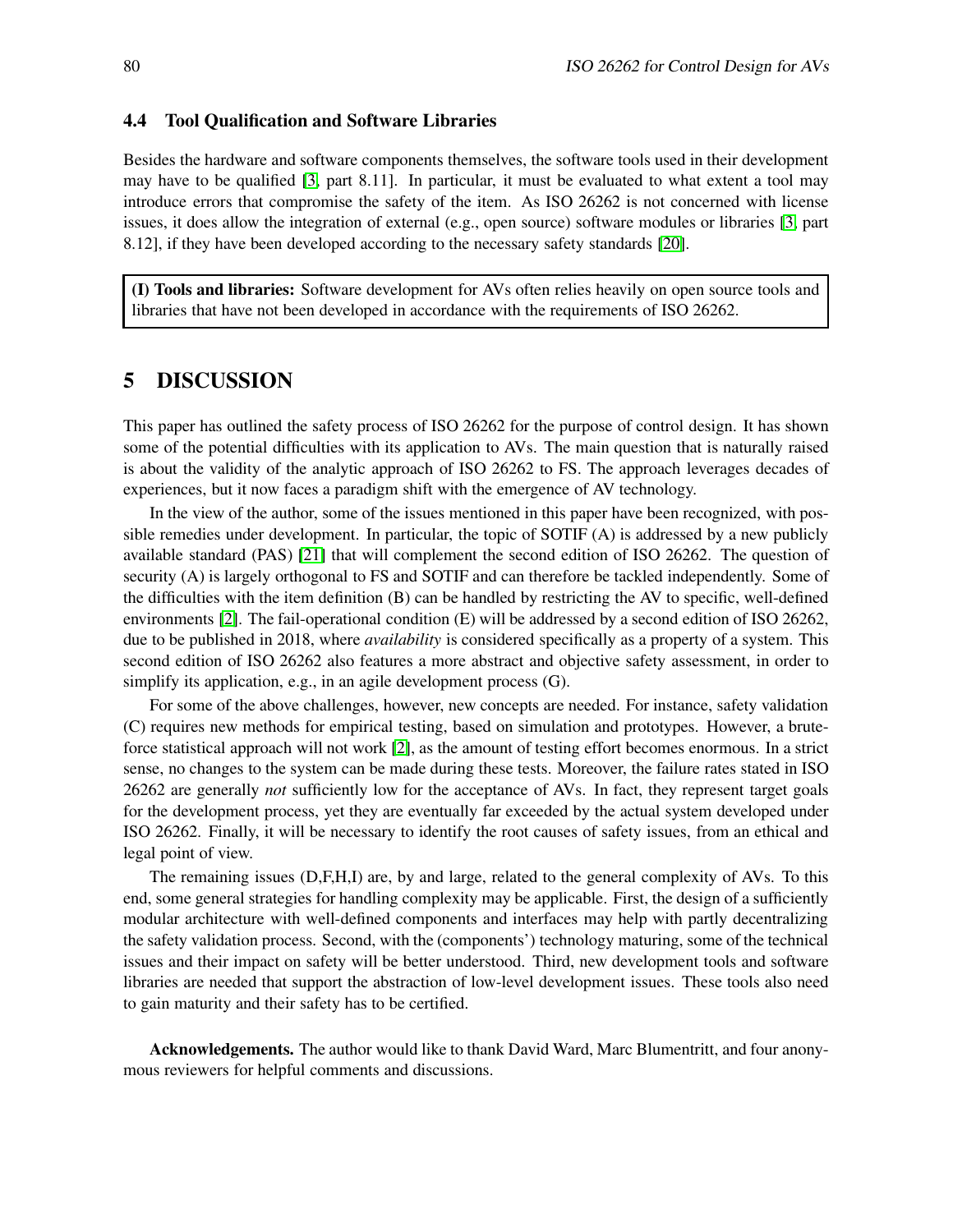### 4.4 Tool Qualification and Software Libraries

Besides the hardware and software components themselves, the software tools used in their development may have to be qualified [3, part 8.11]. In particular, it must be evaluated to what extent a tool may introduce errors that compromise the safety of the item. As ISO 26262 is not concerned with license issues, it does allow the integration of external (e.g., open source) software modules or libraries [3, part 8.12], if they have been developed according to the necessary safety standards [20].

**(I) Tools and libraries:** Software development for AVs often relies heavily on open source tools and libraries that have not been developed in accordance with the requirements of ISO 26262.

## 5 DISCUSSION

This paper has outlined the safety process of ISO 26262 for the purpose of control design. It has shown some of the potential difficulties with its application to AVs. The main question that is naturally raised is about the validity of the analytic approach of ISO 26262 to FS. The approach leverages decades of experiences, but it now faces a paradigm shift with the emergence of AV technology.

In the view of the author, some of the issues mentioned in this paper have been recognized, with possible remedies under development. In particular, the topic of SOTIF (A) is addressed by a new publicly available standard (PAS) [21] that will complement the second edition of ISO 26262. The question of security (A) is largely orthogonal to FS and SOTIF and can therefore be tackled independently. Some of the difficulties with the item definition (B) can be handled by restricting the AV to specific, well-defined environments [2]. The fail-operational condition (E) will be addressed by a second edition of ISO 26262, due to be published in 2018, where *availability* is considered specifically as a property of a system. This second edition of ISO 26262 also features a more abstract and objective safety assessment, in order to simplify its application, e.g., in an agile development process (G).

For some of the above challenges, however, new concepts are needed. For instance, safety validation (C) requires new methods for empirical testing, based on simulation and prototypes. However, a brute-force statistical approach will not work [2], as the amount of testing effort becomes enormous. In a strict sense, no changes to the system can be made during these tests. Moreover, the failure rates stated in ISO 26262 are generally *not* sufficiently low for the acceptance of AVs. In fact, they represent target goals for the development process, yet they are eventually far exceeded by the actual system developed under ISO 26262. Finally, it will be necessary to identify the root causes of safety issues, from an ethical and legal point of view.

The remaining issues (D,F,H,I) are, by and large, related to the general complexity of AVs. To this end, some general strategies for handling complexity may be applicable. First, the design of a sufficiently modular architecture with well-defined components and interfaces may help with partly decentralizing the safety validation process. Second, with the (components') technology maturing, some of the technical issues and their impact on safety will be better understood. Third, new development tools and software libraries are needed that support the abstraction of low-level development issues. These tools also need to gain maturity and their safety has to be certified.

**Acknowledgements.** The author would like to thank David Ward, Marc Blumentritt, and four anonymous reviewers for helpful comments and discussions.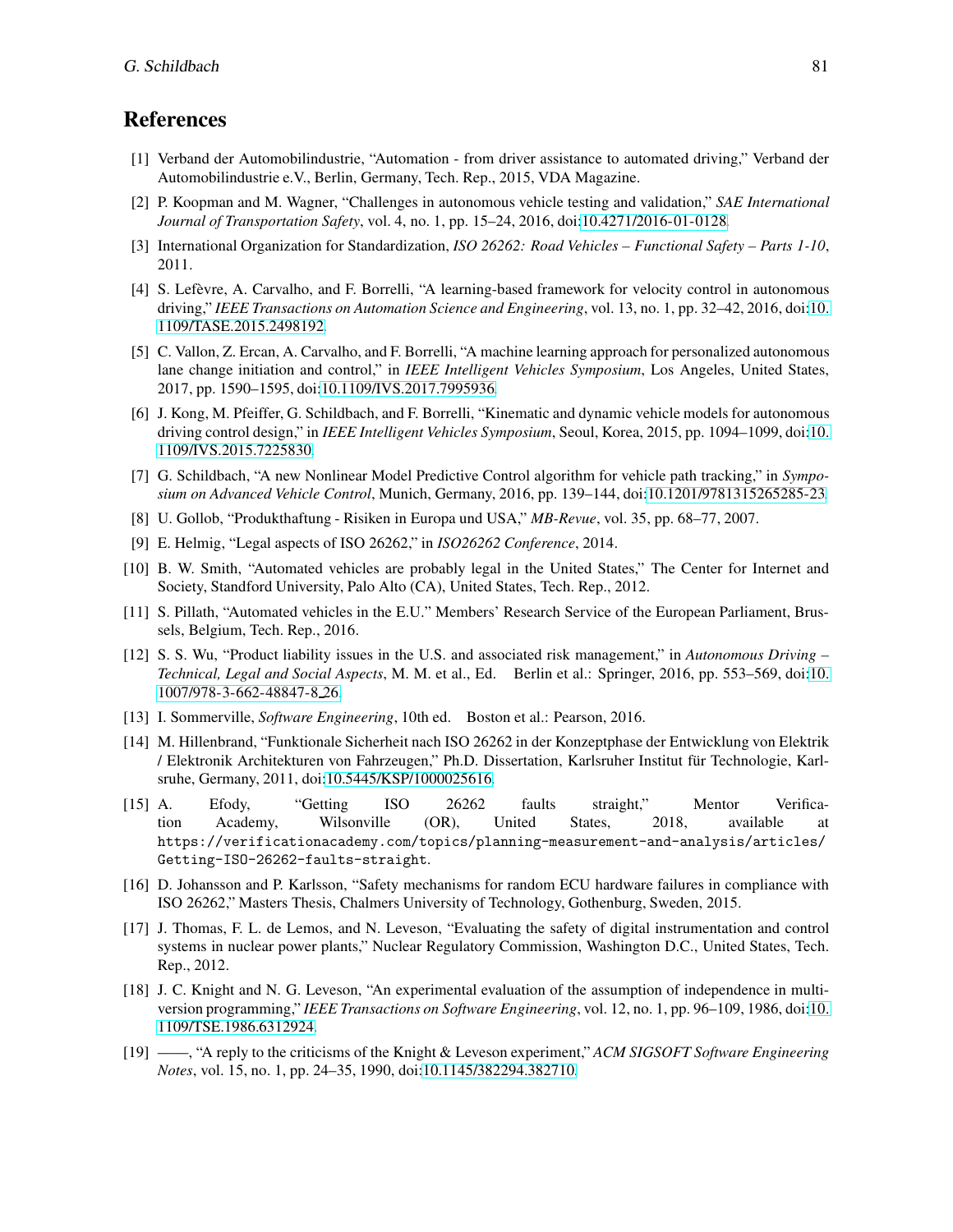# References

[1] Verband der Automobilindustrie, "Automation - from driver assistance to automated driving," Verband der Automobilindustrie e.V., Berlin, Germany, Tech. Rep., 2015, VDA Magazine.

[2] P. Koopman and M. Wagner, "Challenges in autonomous vehicle testing and validation," *SAE International Journal of Transportation Safety*, vol. 4, no. 1, pp. 15–24, 2016, doi:10.4271/2016-01-0128.

[3] International Organization for Standardization, *ISO 26262: Road Vehicles – Functional Safety – Parts 1-10*, 2011.

[4] S. Lefèvre, A. Carvalho, and F. Borrelli, "A learning-based framework for velocity control in autonomous driving," *IEEE Transactions on Automation Science and Engineering*, vol. 13, no. 1, pp. 32–42, 2016, doi:10.1109/TASE.2015.2498192.

[5] C. Vallon, Z. Ercan, A. Carvalho, and F. Borrelli, "A machine learning approach for personalized autonomous lane change initiation and control," in *IEEE Intelligent Vehicles Symposium*, Los Angeles, United States, 2017, pp. 1590–1595, doi:10.1109/IVS.2017.7995936.

[6] J. Kong, M. Pfeiffer, G. Schildbach, and F. Borrelli, "Kinematic and dynamic vehicle models for autonomous driving control design," in *IEEE Intelligent Vehicles Symposium*, Seoul, Korea, 2015, pp. 1094–1099, doi:10.1109/IVS.2015.7225830.

[7] G. Schildbach, "A new Nonlinear Model Predictive Control algorithm for vehicle path tracking," in *Symposium on Advanced Vehicle Control*, Munich, Germany, 2016, pp. 139–144, doi:10.1201/9781315265285-23.

[8] U. Gollob, "Produkthaftung - Risiken in Europa und USA," *MB-Revue*, vol. 35, pp. 68–77, 2007.

[9] E. Helmig, "Legal aspects of ISO 26262," in *ISO26262 Conference*, 2014.

[10] B. W. Smith, "Automated vehicles are probably legal in the United States," The Center for Internet and Society, Standford University, Palo Alto (CA), United States, Tech. Rep., 2012.

[11] S. Pillath, "Automated vehicles in the E.U." Members' Research Service of the European Parliament, Brussels, Belgium, Tech. Rep., 2016.

[12] S. S. Wu, "Product liability issues in the U.S. and associated risk management," in *Autonomous Driving – Technical, Legal and Social Aspects*, M. M. et al., Ed. Berlin et al.: Springer, 2016, pp. 553–569, doi:10.1007/978-3-662-48847-8_26.

[13] I. Sommerville, *Software Engineering*, 10th ed. Boston et al.: Pearson, 2016.

[14] M. Hillenbrand, "Funktionale Sicherheit nach ISO 26262 in der Konzeptphase der Entwicklung von Elektrik / Elektronik Architekturen von Fahrzeugen," Ph.D. Dissertation, Karlsruher Institut für Technologie, Karlsruhe, Germany, 2011, doi:10.5445/KSP/1000025616.

[15] A. Efody, "Getting ISO 26262 faults straight," Mentor Verification Academy, Wilsonville (OR), United States, 2018, available at `https://verificationacademy.com/topics/planning-measurement-and-analysis/articles/Getting-ISO-26262-faults-straight`.

[16] D. Johansson and P. Karlsson, "Safety mechanisms for random ECU hardware failures in compliance with ISO 26262," Masters Thesis, Chalmers University of Technology, Gothenburg, Sweden, 2015.

[17] J. Thomas, F. L. de Lemos, and N. Leveson, "Evaluating the safety of digital instrumentation and control systems in nuclear power plants," Nuclear Regulatory Commission, Washington D.C., United States, Tech. Rep., 2012.

[18] J. C. Knight and N. G. Leveson, "An experimental evaluation of the assumption of independence in multiversion programming," *IEEE Transactions on Software Engineering*, vol. 12, no. 1, pp. 96–109, 1986, doi:10.1109/TSE.1986.6312924.

[19] ——, "A reply to the criticisms of the Knight & Leveson experiment," *ACM SIGSOFT Software Engineering Notes*, vol. 15, no. 1, pp. 24–35, 1990, doi:10.1145/382294.382710.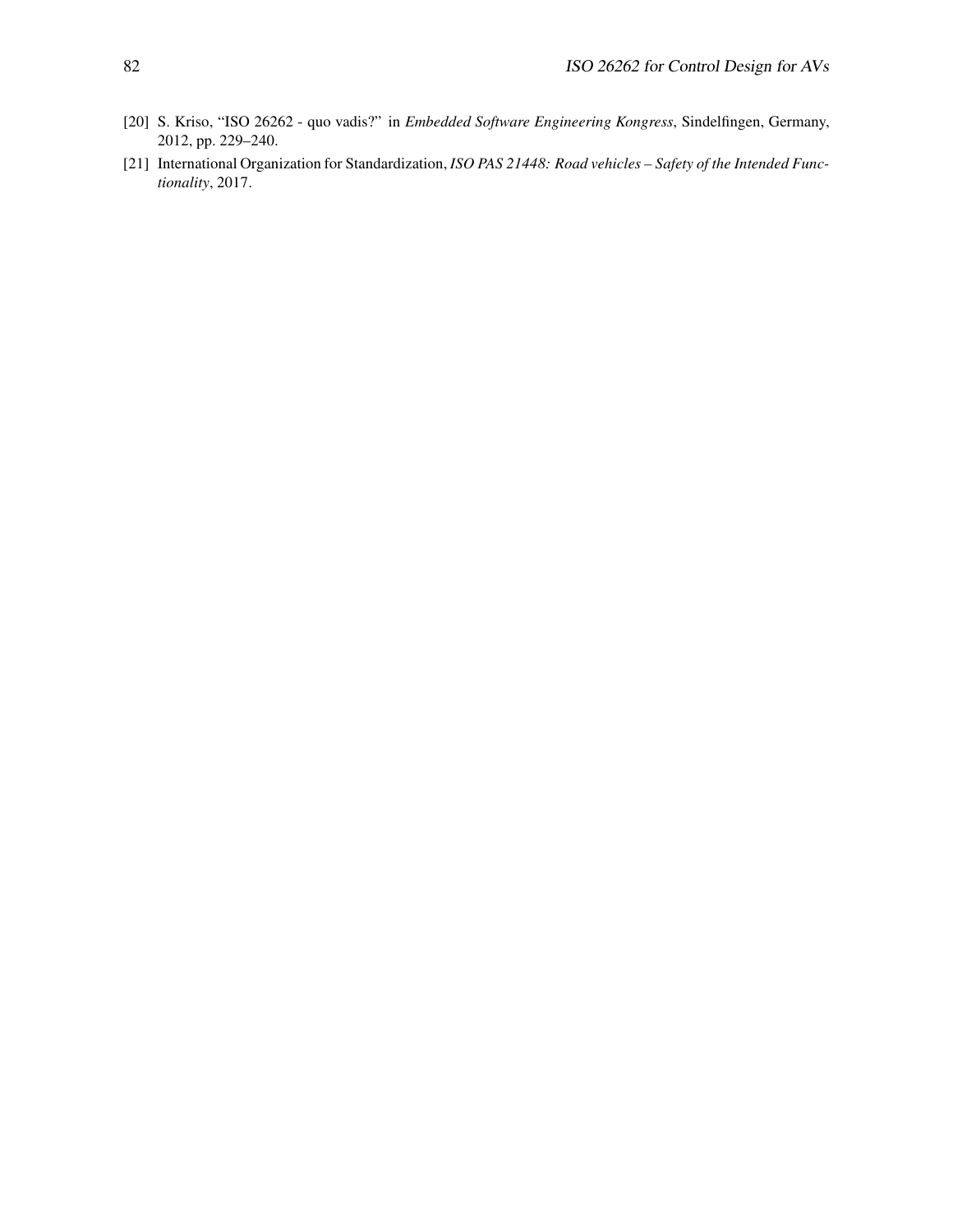[20] S. Kriso, "ISO 26262 - quo vadis?" in *Embedded Software Engineering Kongress*, Sindelfingen, Germany, 2012, pp. 229–240.

[21] International Organization for Standardization, *ISO PAS 21448: Road vehicles – Safety of the Intended Functionality*, 2017.